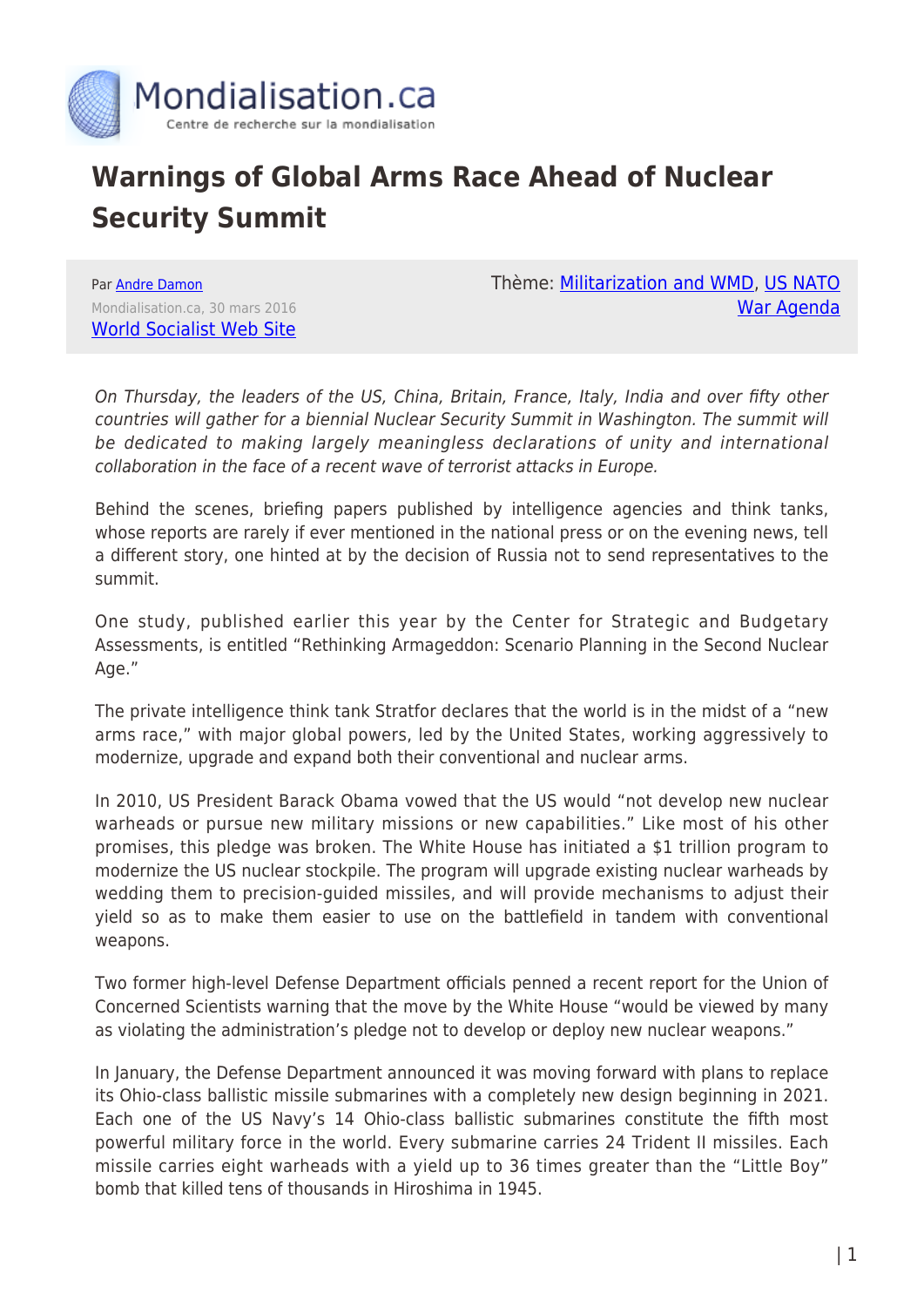# Warnings of Global Arms Race Ahead of Nuclear Security Summit

Par Andre Damon
Mondialisation.ca, 30 mars 2016
World Socialist Web Site

Thème: Militarization and WMD, US NATO War Agenda

*On Thursday, the leaders of the US, China, Britain, France, Italy, India and over fifty other countries will gather for a biennial Nuclear Security Summit in Washington. The summit will be dedicated to making largely meaningless declarations of unity and international collaboration in the face of a recent wave of terrorist attacks in Europe.*

Behind the scenes, briefing papers published by intelligence agencies and think tanks, whose reports are rarely if ever mentioned in the national press or on the evening news, tell a different story, one hinted at by the decision of Russia not to send representatives to the summit.

One study, published earlier this year by the Center for Strategic and Budgetary Assessments, is entitled "Rethinking Armageddon: Scenario Planning in the Second Nuclear Age."

The private intelligence think tank Stratfor declares that the world is in the midst of a "new arms race," with major global powers, led by the United States, working aggressively to modernize, upgrade and expand both their conventional and nuclear arms.

In 2010, US President Barack Obama vowed that the US would "not develop new nuclear warheads or pursue new military missions or new capabilities." Like most of his other promises, this pledge was broken. The White House has initiated a $1 trillion program to modernize the US nuclear stockpile. The program will upgrade existing nuclear warheads by wedding them to precision-guided missiles, and will provide mechanisms to adjust their yield so as to make them easier to use on the battlefield in tandem with conventional weapons.

Two former high-level Defense Department officials penned a recent report for the Union of Concerned Scientists warning that the move by the White House "would be viewed by many as violating the administration's pledge not to develop or deploy new nuclear weapons."

In January, the Defense Department announced it was moving forward with plans to replace its Ohio-class ballistic missile submarines with a completely new design beginning in 2021. Each one of the US Navy's 14 Ohio-class ballistic submarines constitute the fifth most powerful military force in the world. Every submarine carries 24 Trident II missiles. Each missile carries eight warheads with a yield up to 36 times greater than the "Little Boy" bomb that killed tens of thousands in Hiroshima in 1945.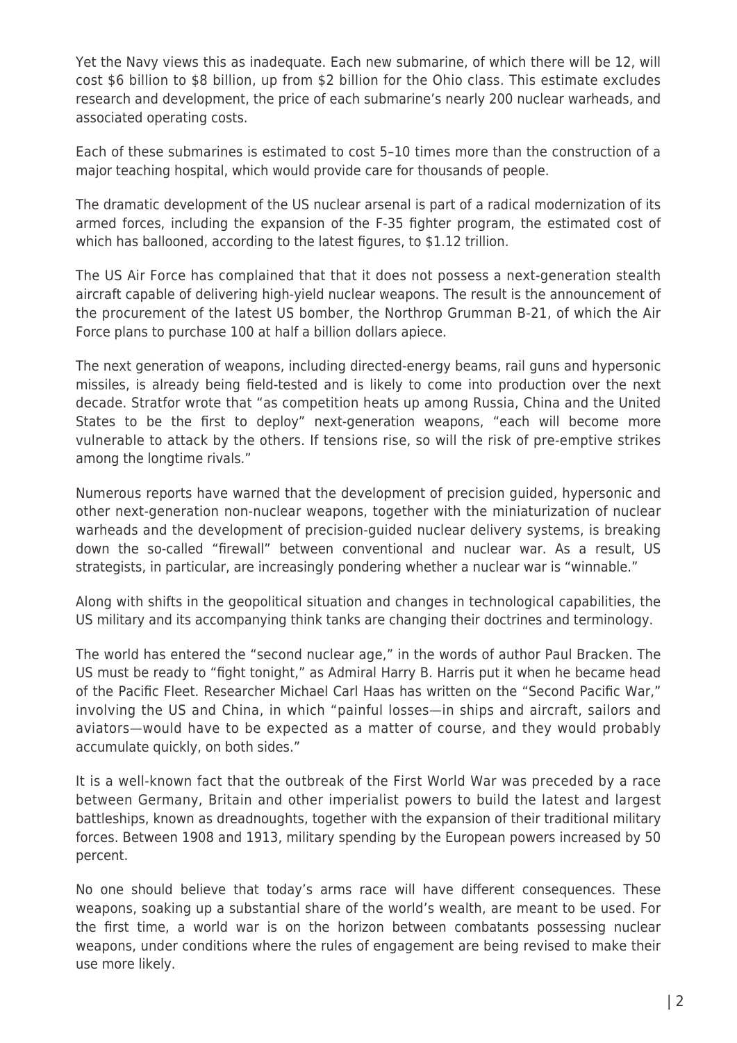Yet the Navy views this as inadequate. Each new submarine, of which there will be 12, will cost $6 billion to $8 billion, up from $2 billion for the Ohio class. This estimate excludes research and development, the price of each submarine's nearly 200 nuclear warheads, and associated operating costs.

Each of these submarines is estimated to cost 5–10 times more than the construction of a major teaching hospital, which would provide care for thousands of people.

The dramatic development of the US nuclear arsenal is part of a radical modernization of its armed forces, including the expansion of the F-35 fighter program, the estimated cost of which has ballooned, according to the latest figures, to $1.12 trillion.

The US Air Force has complained that that it does not possess a next-generation stealth aircraft capable of delivering high-yield nuclear weapons. The result is the announcement of the procurement of the latest US bomber, the Northrop Grumman B-21, of which the Air Force plans to purchase 100 at half a billion dollars apiece.

The next generation of weapons, including directed-energy beams, rail guns and hypersonic missiles, is already being field-tested and is likely to come into production over the next decade. Stratfor wrote that "as competition heats up among Russia, China and the United States to be the first to deploy" next-generation weapons, "each will become more vulnerable to attack by the others. If tensions rise, so will the risk of pre-emptive strikes among the longtime rivals."

Numerous reports have warned that the development of precision guided, hypersonic and other next-generation non-nuclear weapons, together with the miniaturization of nuclear warheads and the development of precision-guided nuclear delivery systems, is breaking down the so-called "firewall" between conventional and nuclear war. As a result, US strategists, in particular, are increasingly pondering whether a nuclear war is "winnable."

Along with shifts in the geopolitical situation and changes in technological capabilities, the US military and its accompanying think tanks are changing their doctrines and terminology.

The world has entered the "second nuclear age," in the words of author Paul Bracken. The US must be ready to "fight tonight," as Admiral Harry B. Harris put it when he became head of the Pacific Fleet. Researcher Michael Carl Haas has written on the "Second Pacific War," involving the US and China, in which "painful losses—in ships and aircraft, sailors and aviators—would have to be expected as a matter of course, and they would probably accumulate quickly, on both sides."

It is a well-known fact that the outbreak of the First World War was preceded by a race between Germany, Britain and other imperialist powers to build the latest and largest battleships, known as dreadnoughts, together with the expansion of their traditional military forces. Between 1908 and 1913, military spending by the European powers increased by 50 percent.

No one should believe that today's arms race will have different consequences. These weapons, soaking up a substantial share of the world's wealth, are meant to be used. For the first time, a world war is on the horizon between combatants possessing nuclear weapons, under conditions where the rules of engagement are being revised to make their use more likely.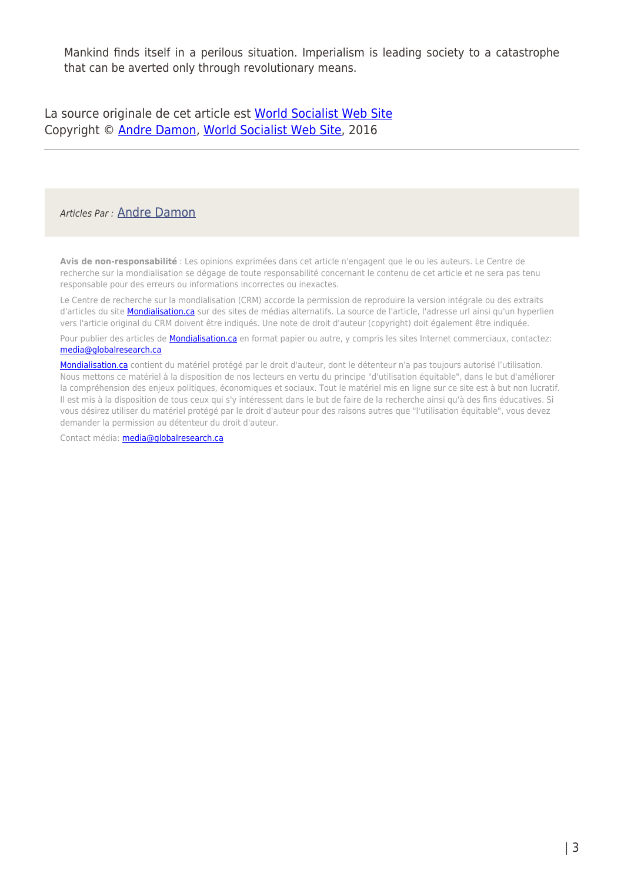> Mankind finds itself in a perilous situation. Imperialism is leading society to a catastrophe that can be averted only through revolutionary means.

La source originale de cet article est World Socialist Web Site
Copyright © Andre Damon, World Socialist Web Site, 2016

---

*Articles Par :* Andre Damon

**Avis de non-responsabilité** : Les opinions exprimées dans cet article n'engagent que le ou les auteurs. Le Centre de recherche sur la mondialisation se dégage de toute responsabilité concernant le contenu de cet article et ne sera pas tenu responsable pour des erreurs ou informations incorrectes ou inexactes.

Le Centre de recherche sur la mondialisation (CRM) accorde la permission de reproduire la version intégrale ou des extraits d'articles du site Mondialisation.ca sur des sites de médias alternatifs. La source de l'article, l'adresse url ainsi qu'un hyperlien vers l'article original du CRM doivent être indiqués. Une note de droit d'auteur (copyright) doit également être indiquée.

Pour publier des articles de Mondialisation.ca en format papier ou autre, y compris les sites Internet commerciaux, contactez: media@globalresearch.ca

Mondialisation.ca contient du matériel protégé par le droit d'auteur, dont le détenteur n'a pas toujours autorisé l'utilisation. Nous mettons ce matériel à la disposition de nos lecteurs en vertu du principe "d'utilisation équitable", dans le but d'améliorer la compréhension des enjeux politiques, économiques et sociaux. Tout le matériel mis en ligne sur ce site est à but non lucratif. Il est mis à la disposition de tous ceux qui s'y intéressent dans le but de faire de la recherche ainsi qu'à des fins éducatives. Si vous désirez utiliser du matériel protégé par le droit d'auteur pour des raisons autres que "l'utilisation équitable", vous devez demander la permission au détenteur du droit d'auteur.

Contact média: media@globalresearch.ca